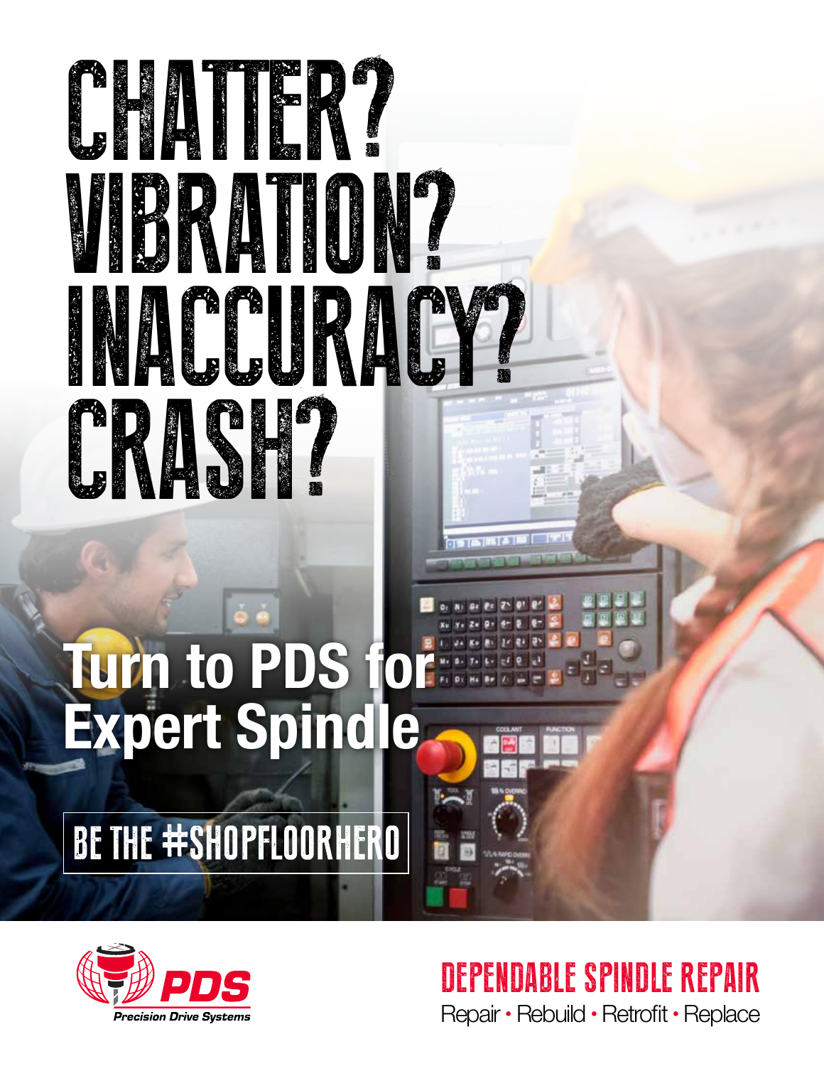# CHATTER?
# VIBRATION?
# INACCURACY?
# CRASH?

## Turn to PDS for Expert Spindle

BE THE #SHOPFLOORHERO

PDS
*Precision Drive Systems*

## DEPENDABLE SPINDLE REPAIR

Repair • Rebuild • Retrofit • Replace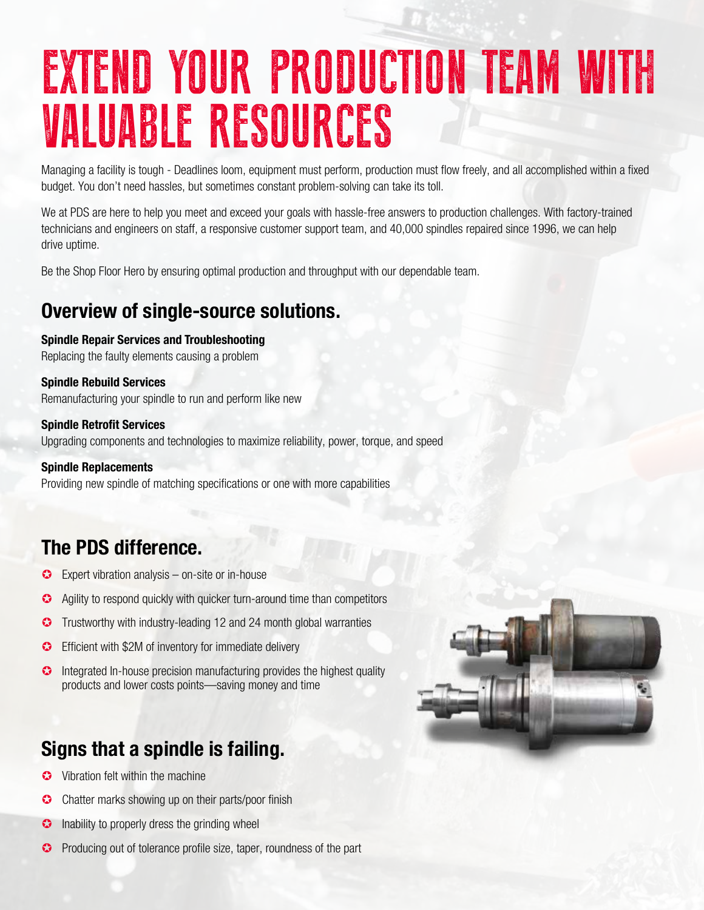# EXTEND YOUR PRODUCTION TEAM WITH VALUABLE RESOURCES

Managing a facility is tough - Deadlines loom, equipment must perform, production must flow freely, and all accomplished within a fixed budget. You don't need hassles, but sometimes constant problem-solving can take its toll.

We at PDS are here to help you meet and exceed your goals with hassle-free answers to production challenges. With factory-trained technicians and engineers on staff, a responsive customer support team, and 40,000 spindles repaired since 1996, we can help drive uptime.

Be the Shop Floor Hero by ensuring optimal production and throughput with our dependable team.

## Overview of single-source solutions.

**Spindle Repair Services and Troubleshooting**
Replacing the faulty elements causing a problem

**Spindle Rebuild Services**
Remanufacturing your spindle to run and perform like new

**Spindle Retrofit Services**
Upgrading components and technologies to maximize reliability, power, torque, and speed

**Spindle Replacements**
Providing new spindle of matching specifications or one with more capabilities

## The PDS difference.

- Expert vibration analysis – on-site or in-house
- Agility to respond quickly with quicker turn-around time than competitors
- Trustworthy with industry-leading 12 and 24 month global warranties
- Efficient with $2M of inventory for immediate delivery
- Integrated In-house precision manufacturing provides the highest quality products and lower costs points—saving money and time

## Signs that a spindle is failing.

- Vibration felt within the machine
- Chatter marks showing up on their parts/poor finish
- Inability to properly dress the grinding wheel
- Producing out of tolerance profile size, taper, roundness of the part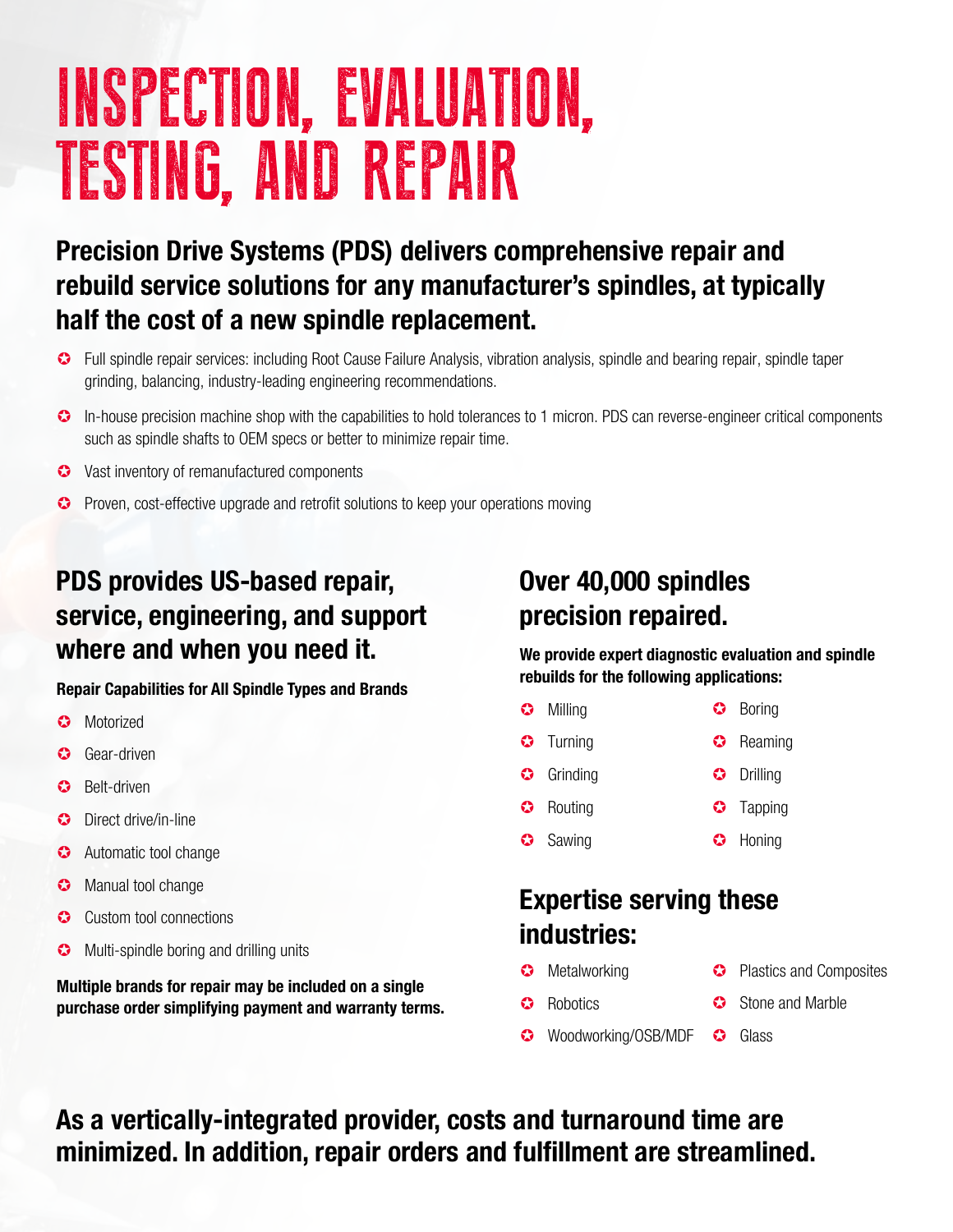# INSPECTION, EVALUATION, TESTING, AND REPAIR

## Precision Drive Systems (PDS) delivers comprehensive repair and rebuild service solutions for any manufacturer's spindles, at typically half the cost of a new spindle replacement.

- Full spindle repair services: including Root Cause Failure Analysis, vibration analysis, spindle and bearing repair, spindle taper grinding, balancing, industry-leading engineering recommendations.
- In-house precision machine shop with the capabilities to hold tolerances to 1 micron. PDS can reverse-engineer critical components such as spindle shafts to OEM specs or better to minimize repair time.
- Vast inventory of remanufactured components
- Proven, cost-effective upgrade and retrofit solutions to keep your operations moving

## PDS provides US-based repair, service, engineering, and support where and when you need it.

**Repair Capabilities for All Spindle Types and Brands**

- Motorized
- Gear-driven
- Belt-driven
- Direct drive/in-line
- Automatic tool change
- Manual tool change
- Custom tool connections
- Multi-spindle boring and drilling units

**Multiple brands for repair may be included on a single purchase order simplifying payment and warranty terms.**

## Over 40,000 spindles precision repaired.

**We provide expert diagnostic evaluation and spindle rebuilds for the following applications:**

- Milling
- Turning
- Grinding
- Routing
- Sawing
- Boring
- Reaming
- Drilling
- Tapping
- Honing

## Expertise serving these industries:

- Metalworking
- Robotics
- Woodworking/OSB/MDF
- Plastics and Composites
- Stone and Marble
- Glass

## As a vertically-integrated provider, costs and turnaround time are minimized. In addition, repair orders and fulfillment are streamlined.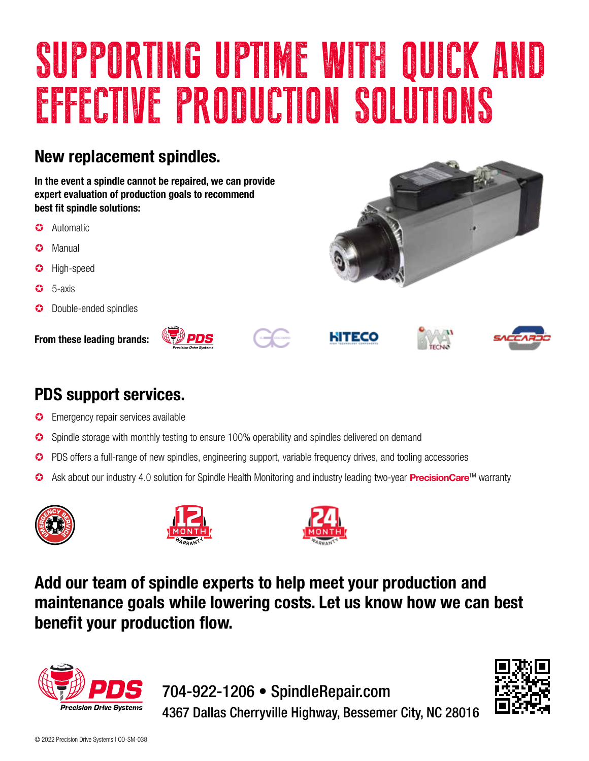# SUPPORTING UPTIME WITH QUICK AND EFFECTIVE PRODUCTION SOLUTIONS

## New replacement spindles.

**In the event a spindle cannot be repaired, we can provide expert evaluation of production goals to recommend best fit spindle solutions:**

- Automatic
- Manual
- High-speed
- 5-axis
- Double-ended spindles

**From these leading brands:**

## PDS support services.

- Emergency repair services available
- Spindle storage with monthly testing to ensure 100% operability and spindles delivered on demand
- PDS offers a full-range of new spindles, engineering support, variable frequency drives, and tooling accessories
- Ask about our industry 4.0 solution for Spindle Health Monitoring and industry leading two-year **PrecisionCare**™ warranty

**Add our team of spindle experts to help meet your production and maintenance goals while lowering costs. Let us know how we can best benefit your production flow.**

704-922-1206 • SpindleRepair.com
4367 Dallas Cherryville Highway, Bessemer City, NC 28016

© 2022 Precision Drive Systems | CO-SM-038